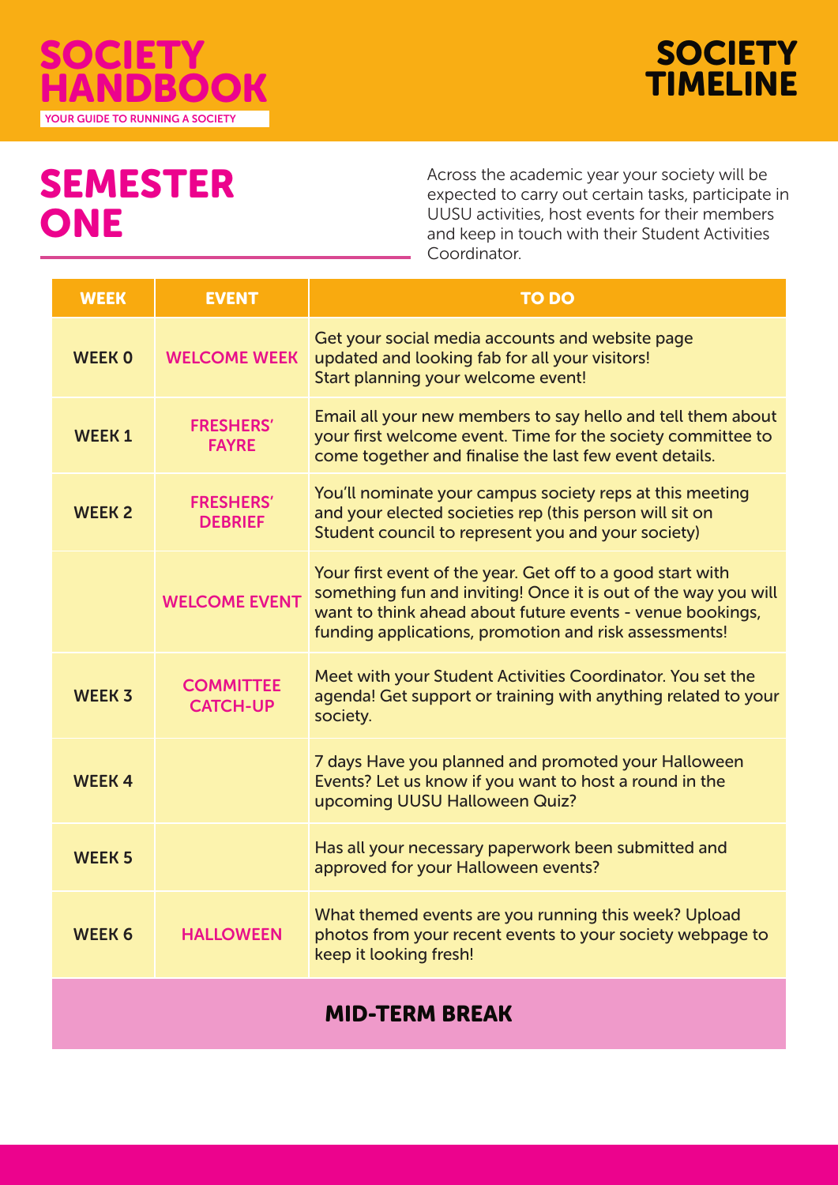# SOCIETY HANDBOOK

YOUR GUIDE TO RUNNING A SOCIETY

## SOCIETY TIMELINE

## SEMESTER ONE

Across the academic year your society will be expected to carry out certain tasks, participate in UUSU activities, host events for their members and keep in touch with their Student Activities Coordinator.

| WEEK | EVENT | TO DO |
|---|---|---|
| WEEK 0 | WELCOME WEEK | Get your social media accounts and website page updated and looking fab for all your visitors! Start planning your welcome event! |
| WEEK 1 | FRESHERS' FAYRE | Email all your new members to say hello and tell them about your first welcome event. Time for the society committee to come together and finalise the last few event details. |
| WEEK 2 | FRESHERS' DEBRIEF | You'll nominate your campus society reps at this meeting and your elected societies rep (this person will sit on Student council to represent you and your society) |
| | WELCOME EVENT | Your first event of the year. Get off to a good start with something fun and inviting! Once it is out of the way you will want to think ahead about future events - venue bookings, funding applications, promotion and risk assessments! |
| WEEK 3 | COMMITTEE CATCH-UP | Meet with your Student Activities Coordinator. You set the agenda! Get support or training with anything related to your society. |
| WEEK 4 | | 7 days Have you planned and promoted your Halloween Events? Let us know if you want to host a round in the upcoming UUSU Halloween Quiz? |
| WEEK 5 | | Has all your necessary paperwork been submitted and approved for your Halloween events? |
| WEEK 6 | HALLOWEEN | What themed events are you running this week? Upload photos from your recent events to your society webpage to keep it looking fresh! |
| MID-TERM BREAK | | |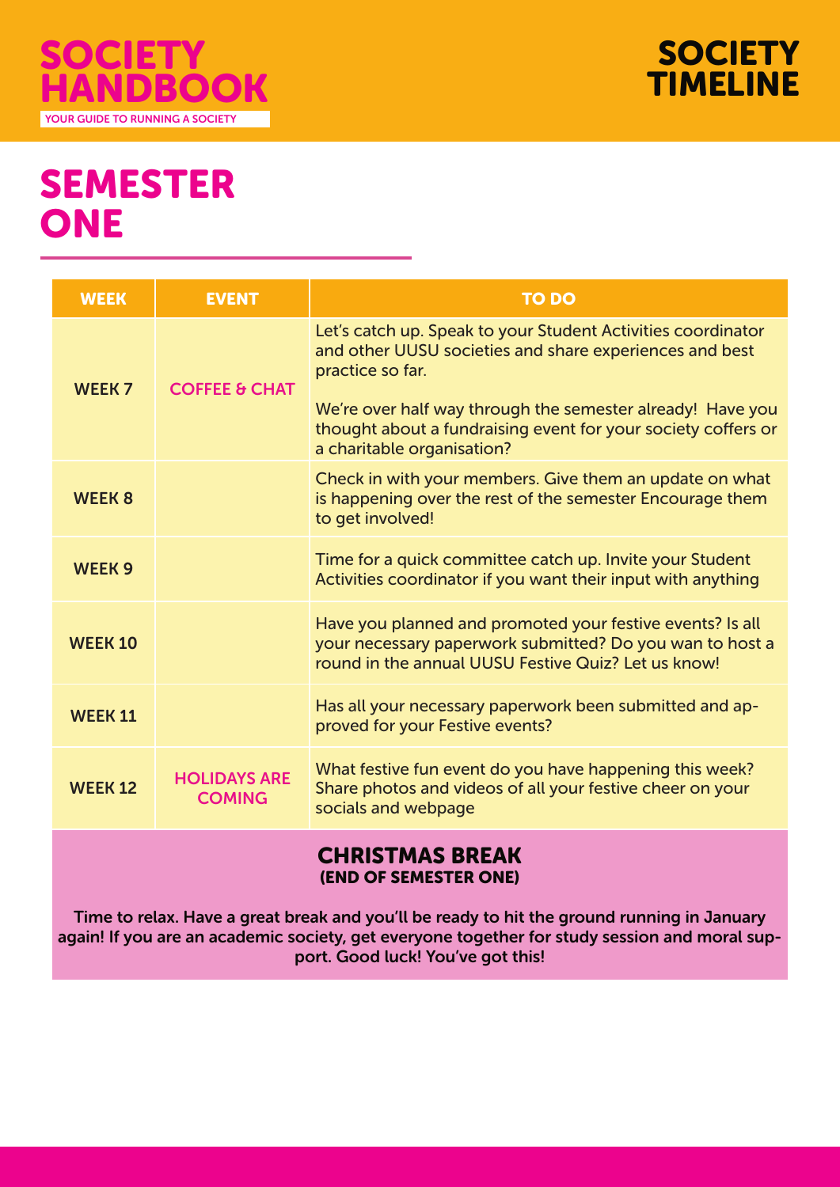# SOCIETY HANDBOOK

YOUR GUIDE TO RUNNING A SOCIETY

# SOCIETY TIMELINE

## SEMESTER ONE

| WEEK | EVENT | TO DO |
|---|---|---|
| WEEK 7 | COFFEE & CHAT | Let's catch up. Speak to your Student Activities coordinator and other UUSU societies and share experiences and best practice so far.<br><br>We're over half way through the semester already! Have you thought about a fundraising event for your society coffers or a charitable organisation? |
| WEEK 8 | | Check in with your members. Give them an update on what is happening over the rest of the semester Encourage them to get involved! |
| WEEK 9 | | Time for a quick committee catch up. Invite your Student Activities coordinator if you want their input with anything |
| WEEK 10 | | Have you planned and promoted your festive events? Is all your necessary paperwork submitted? Do you wan to host a round in the annual UUSU Festive Quiz? Let us know! |
| WEEK 11 | | Has all your necessary paperwork been submitted and approved for your Festive events? |
| WEEK 12 | HOLIDAYS ARE COMING | What festive fun event do you have happening this week? Share photos and videos of all your festive cheer on your socials and webpage |

### CHRISTMAS BREAK
**(END OF SEMESTER ONE)**

**Time to relax. Have a great break and you'll be ready to hit the ground running in January again! If you are an academic society, get everyone together for study session and moral support. Good luck! You've got this!**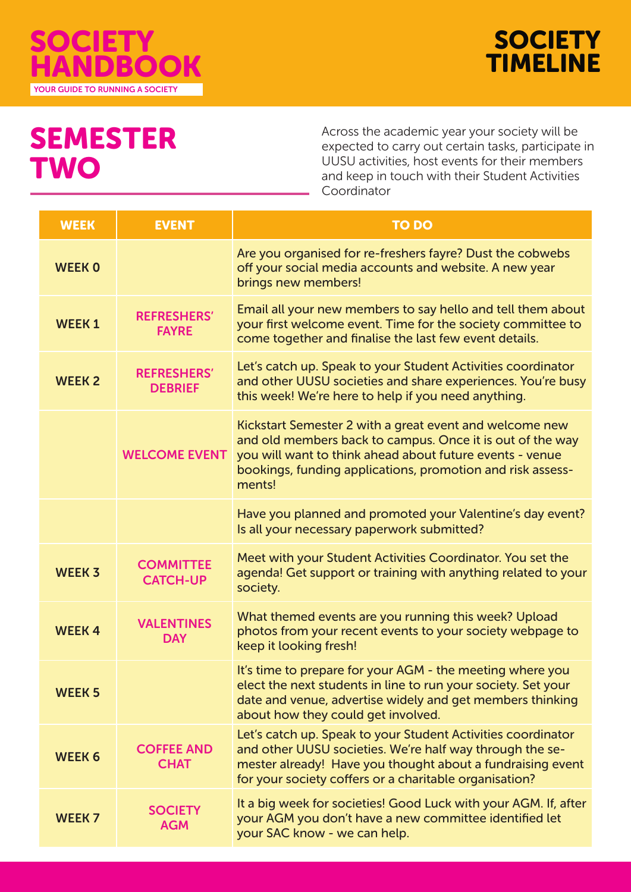# SOCIETY HANDBOOK

YOUR GUIDE TO RUNNING A SOCIETY

# SOCIETY TIMELINE

## SEMESTER TWO

Across the academic year your society will be expected to carry out certain tasks, participate in UUSU activities, host events for their members and keep in touch with their Student Activities Coordinator

| WEEK | EVENT | TO DO |
|---|---|---|
| WEEK 0 | | Are you organised for re-freshers fayre? Dust the cobwebs off your social media accounts and website. A new year brings new members! |
| WEEK 1 | REFRESHERS' FAYRE | Email all your new members to say hello and tell them about your first welcome event. Time for the society committee to come together and finalise the last few event details. |
| WEEK 2 | REFRESHERS' DEBRIEF | Let's catch up. Speak to your Student Activities coordinator and other UUSU societies and share experiences. You're busy this week! We're here to help if you need anything. |
| | WELCOME EVENT | Kickstart Semester 2 with a great event and welcome new and old members back to campus. Once it is out of the way you will want to think ahead about future events - venue bookings, funding applications, promotion and risk assessments! |
| | | Have you planned and promoted your Valentine's day event? Is all your necessary paperwork submitted? |
| WEEK 3 | COMMITTEE CATCH-UP | Meet with your Student Activities Coordinator. You set the agenda! Get support or training with anything related to your society. |
| WEEK 4 | VALENTINES DAY | What themed events are you running this week? Upload photos from your recent events to your society webpage to keep it looking fresh! |
| WEEK 5 | | It's time to prepare for your AGM - the meeting where you elect the next students in line to run your society. Set your date and venue, advertise widely and get members thinking about how they could get involved. |
| WEEK 6 | COFFEE AND CHAT | Let's catch up. Speak to your Student Activities coordinator and other UUSU societies. We're half way through the semester already! Have you thought about a fundraising event for your society coffers or a charitable organisation? |
| WEEK 7 | SOCIETY AGM | It a big week for societies! Good Luck with your AGM. If, after your AGM you don't have a new committee identified let your SAC know - we can help. |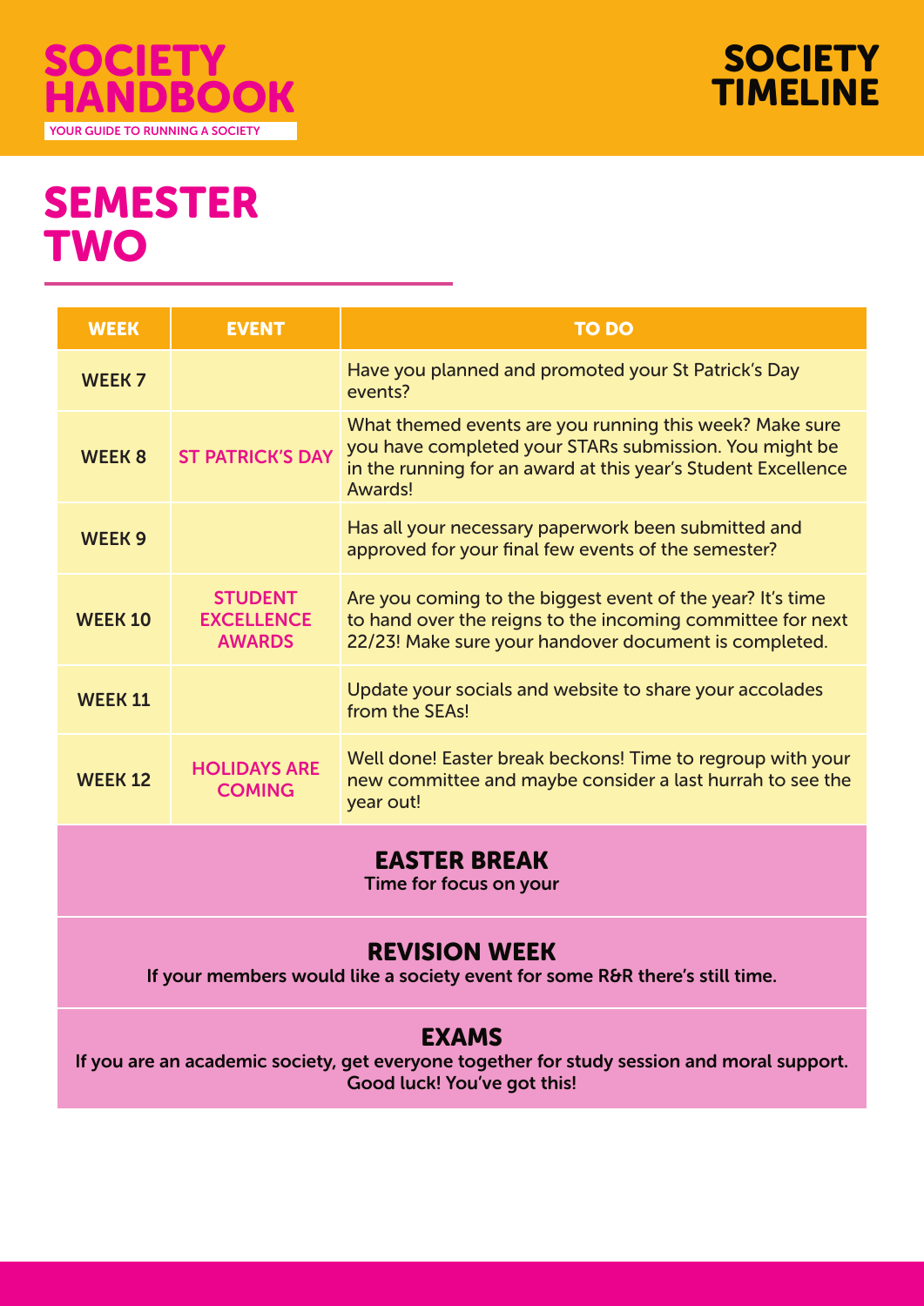# SEMESTER TWO

| WEEK | EVENT | TO DO |
| --- | --- | --- |
| WEEK 7 | | Have you planned and promoted your St Patrick's Day events? |
| WEEK 8 | ST PATRICK'S DAY | What themed events are you running this week? Make sure you have completed your STARs submission. You might be in the running for an award at this year's Student Excellence Awards! |
| WEEK 9 | | Has all your necessary paperwork been submitted and approved for your final few events of the semester? |
| WEEK 10 | STUDENT EXCELLENCE AWARDS | Are you coming to the biggest event of the year? It's time to hand over the reigns to the incoming committee for next 22/23! Make sure your handover document is completed. |
| WEEK 11 | | Update your socials and website to share your accolades from the SEAs! |
| WEEK 12 | HOLIDAYS ARE COMING | Well done! Easter break beckons! Time to regroup with your new committee and maybe consider a last hurrah to see the year out! |

### EASTER BREAK

Time for focus on your

### REVISION WEEK

If your members would like a society event for some R&R there's still time.

### EXAMS

If you are an academic society, get everyone together for study session and moral support. Good luck! You've got this!